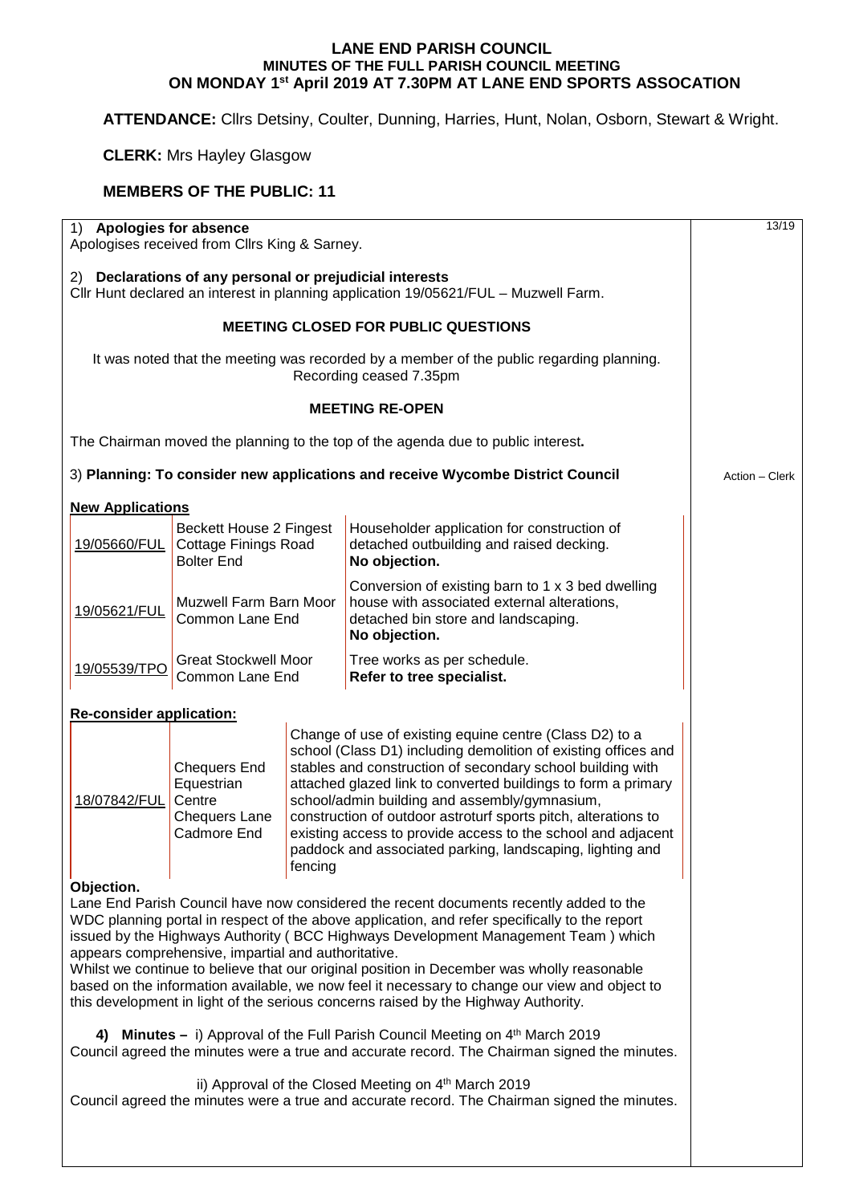# LANE END PARISH COUNCIL
## MINUTES OF THE FULL PARISH COUNCIL MEETING
## ON MONDAY 1st April 2019 AT 7.30PM AT LANE END SPORTS ASSOCATION

**ATTENDANCE:** Cllrs Detsiny, Coulter, Dunning, Harries, Hunt, Nolan, Osborn, Stewart & Wright.

**CLERK:** Mrs Hayley Glasgow

**MEMBERS OF THE PUBLIC: 11**

13/19

1) **Apologies for absence**
Apologises received from Cllrs King & Sarney.

2) **Declarations of any personal or prejudicial interests**
Cllr Hunt declared an interest in planning application 19/05621/FUL – Muzwell Farm.

**MEETING CLOSED FOR PUBLIC QUESTIONS**

It was noted that the meeting was recorded by a member of the public regarding planning. Recording ceased 7.35pm

**MEETING RE-OPEN**

The Chairman moved the planning to the top of the agenda due to public interest**.**

3) **Planning: To consider new applications and receive Wycombe District Council** — Action – Clerk

**New Applications**

| | | |
|---|---|---|
| 19/05660/FUL | Beckett House 2 Fingest Cottage Finings Road Bolter End | Householder application for construction of detached outbuilding and raised decking. **No objection.** |
| 19/05621/FUL | Muzwell Farm Barn Moor Common Lane End | Conversion of existing barn to 1 x 3 bed dwelling house with associated external alterations, detached bin store and landscaping. **No objection.** |
| 19/05539/TPO | Great Stockwell Moor Common Lane End | Tree works as per schedule. **Refer to tree specialist.** |

**Re-consider application:**

| | | |
|---|---|---|
| 18/07842/FUL | Chequers End Equestrian Centre Chequers Lane Cadmore End | Change of use of existing equine centre (Class D2) to a school (Class D1) including demolition of existing offices and stables and construction of secondary school building with attached glazed link to converted buildings to form a primary school/admin building and assembly/gymnasium, construction of outdoor astroturf sports pitch, alterations to existing access to provide access to the school and adjacent paddock and associated parking, landscaping, lighting and fencing |

**Objection.**
Lane End Parish Council have now considered the recent documents recently added to the WDC planning portal in respect of the above application, and refer specifically to the report issued by the Highways Authority ( BCC Highways Development Management Team ) which appears comprehensive, impartial and authoritative.
Whilst we continue to believe that our original position in December was wholly reasonable based on the information available, we now feel it necessary to change our view and object to this development in light of the serious concerns raised by the Highway Authority.

4) **Minutes –** i) Approval of the Full Parish Council Meeting on 4th March 2019
Council agreed the minutes were a true and accurate record. The Chairman signed the minutes.

ii) Approval of the Closed Meeting on 4th March 2019
Council agreed the minutes were a true and accurate record. The Chairman signed the minutes.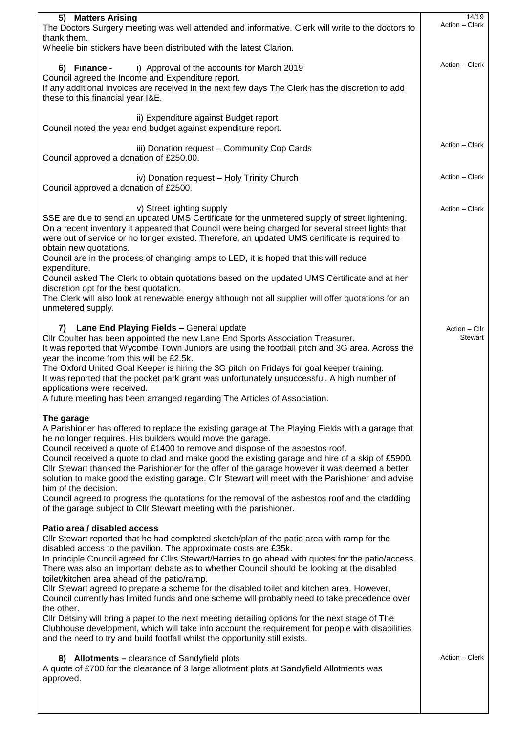**5) Matters Arising**

The Doctors Surgery meeting was well attended and informative. Clerk will write to the doctors to thank them.

Wheelie bin stickers have been distributed with the latest Clarion.

14/19
Action – Clerk

**6) Finance -** i) Approval of the accounts for March 2019

Council agreed the Income and Expenditure report.

If any additional invoices are received in the next few days The Clerk has the discretion to add these to this financial year I&E.

Action – Clerk

ii) Expenditure against Budget report

Council noted the year end budget against expenditure report.

iii) Donation request – Community Cop Cards

Council approved a donation of £250.00.

Action – Clerk

iv) Donation request – Holy Trinity Church

Council approved a donation of £2500.

Action – Clerk

v) Street lighting supply

SSE are due to send an updated UMS Certificate for the unmetered supply of street lightening. On a recent inventory it appeared that Council were being charged for several street lights that were out of service or no longer existed. Therefore, an updated UMS certificate is required to obtain new quotations.

Council are in the process of changing lamps to LED, it is hoped that this will reduce expenditure.

Council asked The Clerk to obtain quotations based on the updated UMS Certificate and at her discretion opt for the best quotation.

The Clerk will also look at renewable energy although not all supplier will offer quotations for an unmetered supply.

Action – Clerk

**7) Lane End Playing Fields** – General update

Cllr Coulter has been appointed the new Lane End Sports Association Treasurer.

It was reported that Wycombe Town Juniors are using the football pitch and 3G area. Across the year the income from this will be £2.5k.

The Oxford United Goal Keeper is hiring the 3G pitch on Fridays for goal keeper training.

It was reported that the pocket park grant was unfortunately unsuccessful. A high number of applications were received.

A future meeting has been arranged regarding The Articles of Association.

Action – Cllr Stewart

**The garage**

A Parishioner has offered to replace the existing garage at The Playing Fields with a garage that he no longer requires. His builders would move the garage.

Council received a quote of £1400 to remove and dispose of the asbestos roof.

Council received a quote to clad and make good the existing garage and hire of a skip of £5900.

Cllr Stewart thanked the Parishioner for the offer of the garage however it was deemed a better solution to make good the existing garage. Cllr Stewart will meet with the Parishioner and advise him of the decision.

Council agreed to progress the quotations for the removal of the asbestos roof and the cladding of the garage subject to Cllr Stewart meeting with the parishioner.

**Patio area / disabled access**

Cllr Stewart reported that he had completed sketch/plan of the patio area with ramp for the disabled access to the pavilion. The approximate costs are £35k.

In principle Council agreed for Cllrs Stewart/Harries to go ahead with quotes for the patio/access.

There was also an important debate as to whether Council should be looking at the disabled toilet/kitchen area ahead of the patio/ramp.

Cllr Stewart agreed to prepare a scheme for the disabled toilet and kitchen area. However, Council currently has limited funds and one scheme will probably need to take precedence over the other.

Cllr Detsiny will bring a paper to the next meeting detailing options for the next stage of The Clubhouse development, which will take into account the requirement for people with disabilities and the need to try and build footfall whilst the opportunity still exists.

**8) Allotments –** clearance of Sandyfield plots

A quote of £700 for the clearance of 3 large allotment plots at Sandyfield Allotments was approved.

Action – Clerk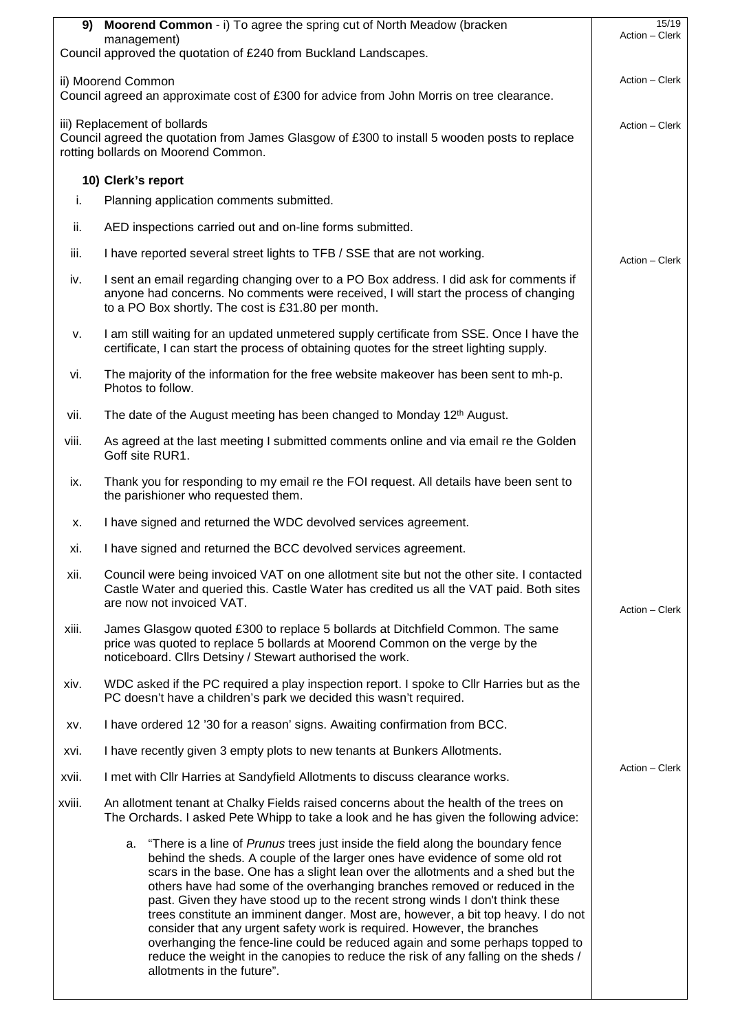| | |
|---|---|
| **9) Moorend Common** - i) To agree the spring cut of North Meadow (bracken management)<br>Council approved the quotation of £240 from Buckland Landscapes. | 15/19<br>Action – Clerk |
| ii) Moorend Common<br>Council agreed an approximate cost of £300 for advice from John Morris on tree clearance. | Action – Clerk |
| iii) Replacement of bollards<br>Council agreed the quotation from James Glasgow of £300 to install 5 wooden posts to replace rotting bollards on Moorend Common. | Action – Clerk |
| **10) Clerk's report** | |
| i. Planning application comments submitted. | |
| ii. AED inspections carried out and on-line forms submitted. | |
| iii. I have reported several street lights to TFB / SSE that are not working. | Action – Clerk |
| iv. I sent an email regarding changing over to a PO Box address. I did ask for comments if anyone had concerns. No comments were received, I will start the process of changing to a PO Box shortly. The cost is £31.80 per month. | |
| v. I am still waiting for an updated unmetered supply certificate from SSE. Once I have the certificate, I can start the process of obtaining quotes for the street lighting supply. | |
| vi. The majority of the information for the free website makeover has been sent to mh-p. Photos to follow. | |
| vii. The date of the August meeting has been changed to Monday 12th August. | |
| viii. As agreed at the last meeting I submitted comments online and via email re the Golden Goff site RUR1. | |
| ix. Thank you for responding to my email re the FOI request. All details have been sent to the parishioner who requested them. | |
| x. I have signed and returned the WDC devolved services agreement. | |
| xi. I have signed and returned the BCC devolved services agreement. | |
| xii. Council were being invoiced VAT on one allotment site but not the other site. I contacted Castle Water and queried this. Castle Water has credited us all the VAT paid. Both sites are now not invoiced VAT. | Action – Clerk |
| xiii. James Glasgow quoted £300 to replace 5 bollards at Ditchfield Common. The same price was quoted to replace 5 bollards at Moorend Common on the verge by the noticeboard. Cllrs Detsiny / Stewart authorised the work. | |
| xiv. WDC asked if the PC required a play inspection report. I spoke to Cllr Harries but as the PC doesn't have a children's park we decided this wasn't required. | |
| xv. I have ordered 12 '30 for a reason' signs. Awaiting confirmation from BCC. | |
| xvi. I have recently given 3 empty plots to new tenants at Bunkers Allotments. | |
| xvii. I met with Cllr Harries at Sandyfield Allotments to discuss clearance works. | Action – Clerk |
| xviii. An allotment tenant at Chalky Fields raised concerns about the health of the trees on The Orchards. I asked Pete Whipp to take a look and he has given the following advice:<br><br>a. "There is a line of *Prunus* trees just inside the field along the boundary fence behind the sheds. A couple of the larger ones have evidence of some old rot scars in the base. One has a slight lean over the allotments and a shed but the others have had some of the overhanging branches removed or reduced in the past. Given they have stood up to the recent strong winds I don't think these trees constitute an imminent danger. Most are, however, a bit top heavy. I do not consider that any urgent safety work is required. However, the branches overhanging the fence-line could be reduced again and some perhaps topped to reduce the weight in the canopies to reduce the risk of any falling on the sheds / allotments in the future". | |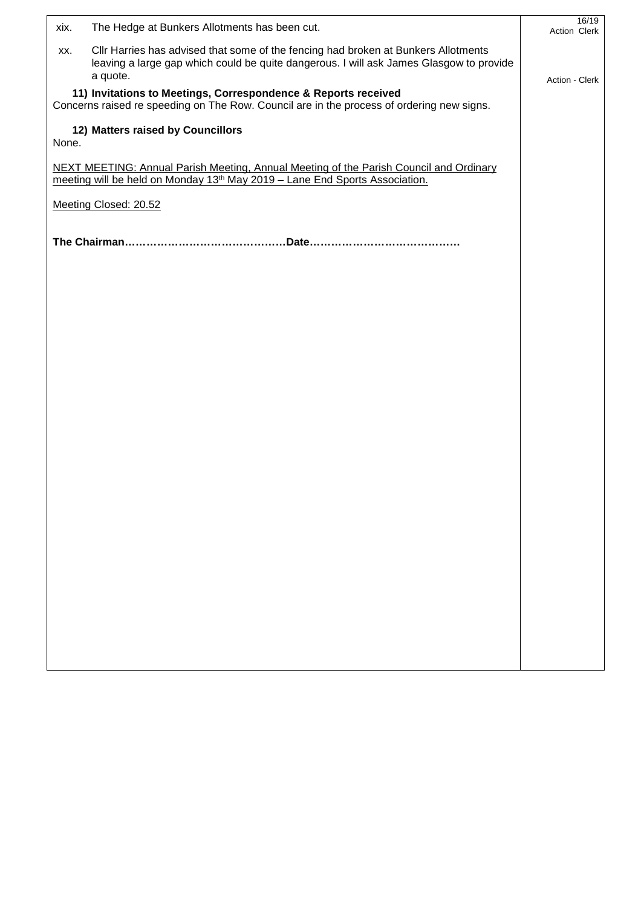| | | |
|---|---|---|
| xix. | The Hedge at Bunkers Allotments has been cut. | 16/19 Action Clerk |
| xx. | Cllr Harries has advised that some of the fencing had broken at Bunkers Allotments leaving a large gap which could be quite dangerous. I will ask James Glasgow to provide a quote. | Action - Clerk |

**11) Invitations to Meetings, Correspondence & Reports received**

Concerns raised re speeding on The Row. Council are in the process of ordering new signs.

**12) Matters raised by Councillors**

None.

NEXT MEETING: Annual Parish Meeting, Annual Meeting of the Parish Council and Ordinary meeting will be held on Monday 13th May 2019 – Lane End Sports Association.

Meeting Closed: 20.52

**The Chairman……………………………………Date……………………………………**